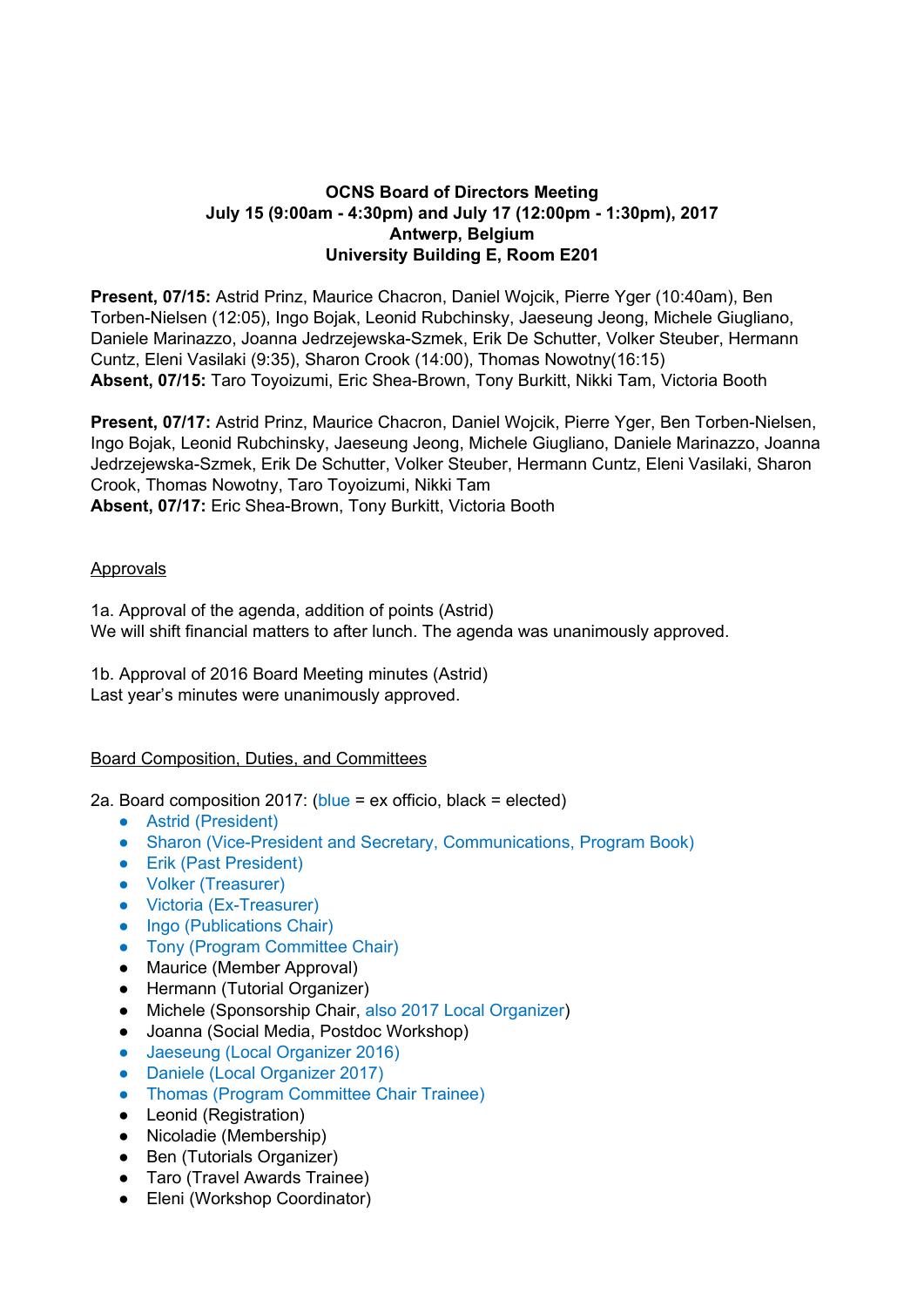**OCNS Board of Directors Meeting**
**July 15 (9:00am - 4:30pm) and July 17 (12:00pm - 1:30pm), 2017**
**Antwerp, Belgium**
**University Building E, Room E201**

**Present, 07/15:** Astrid Prinz, Maurice Chacron, Daniel Wojcik, Pierre Yger (10:40am), Ben Torben-Nielsen (12:05), Ingo Bojak, Leonid Rubchinsky, Jaeseung Jeong, Michele Giugliano, Daniele Marinazzo, Joanna Jedrzejewska-Szmek, Erik De Schutter, Volker Steuber, Hermann Cuntz, Eleni Vasilaki (9:35), Sharon Crook (14:00), Thomas Nowotny(16:15)
**Absent, 07/15:** Taro Toyoizumi, Eric Shea-Brown, Tony Burkitt, Nikki Tam, Victoria Booth

**Present, 07/17:** Astrid Prinz, Maurice Chacron, Daniel Wojcik, Pierre Yger, Ben Torben-Nielsen, Ingo Bojak, Leonid Rubchinsky, Jaeseung Jeong, Michele Giugliano, Daniele Marinazzo, Joanna Jedrzejewska-Szmek, Erik De Schutter, Volker Steuber, Hermann Cuntz, Eleni Vasilaki, Sharon Crook, Thomas Nowotny, Taro Toyoizumi, Nikki Tam
**Absent, 07/17:** Eric Shea-Brown, Tony Burkitt, Victoria Booth

Approvals

1a. Approval of the agenda, addition of points (Astrid)
We will shift financial matters to after lunch. The agenda was unanimously approved.

1b. Approval of 2016 Board Meeting minutes (Astrid)
Last year's minutes were unanimously approved.

Board Composition, Duties, and Committees

2a. Board composition 2017: (blue = ex officio, black = elected)

- Astrid (President)
- Sharon (Vice-President and Secretary, Communications, Program Book)
- Erik (Past President)
- Volker (Treasurer)
- Victoria (Ex-Treasurer)
- Ingo (Publications Chair)
- Tony (Program Committee Chair)
- Maurice (Member Approval)
- Hermann (Tutorial Organizer)
- Michele (Sponsorship Chair, also 2017 Local Organizer)
- Joanna (Social Media, Postdoc Workshop)
- Jaeseung (Local Organizer 2016)
- Daniele (Local Organizer 2017)
- Thomas (Program Committee Chair Trainee)
- Leonid (Registration)
- Nicoladie (Membership)
- Ben (Tutorials Organizer)
- Taro (Travel Awards Trainee)
- Eleni (Workshop Coordinator)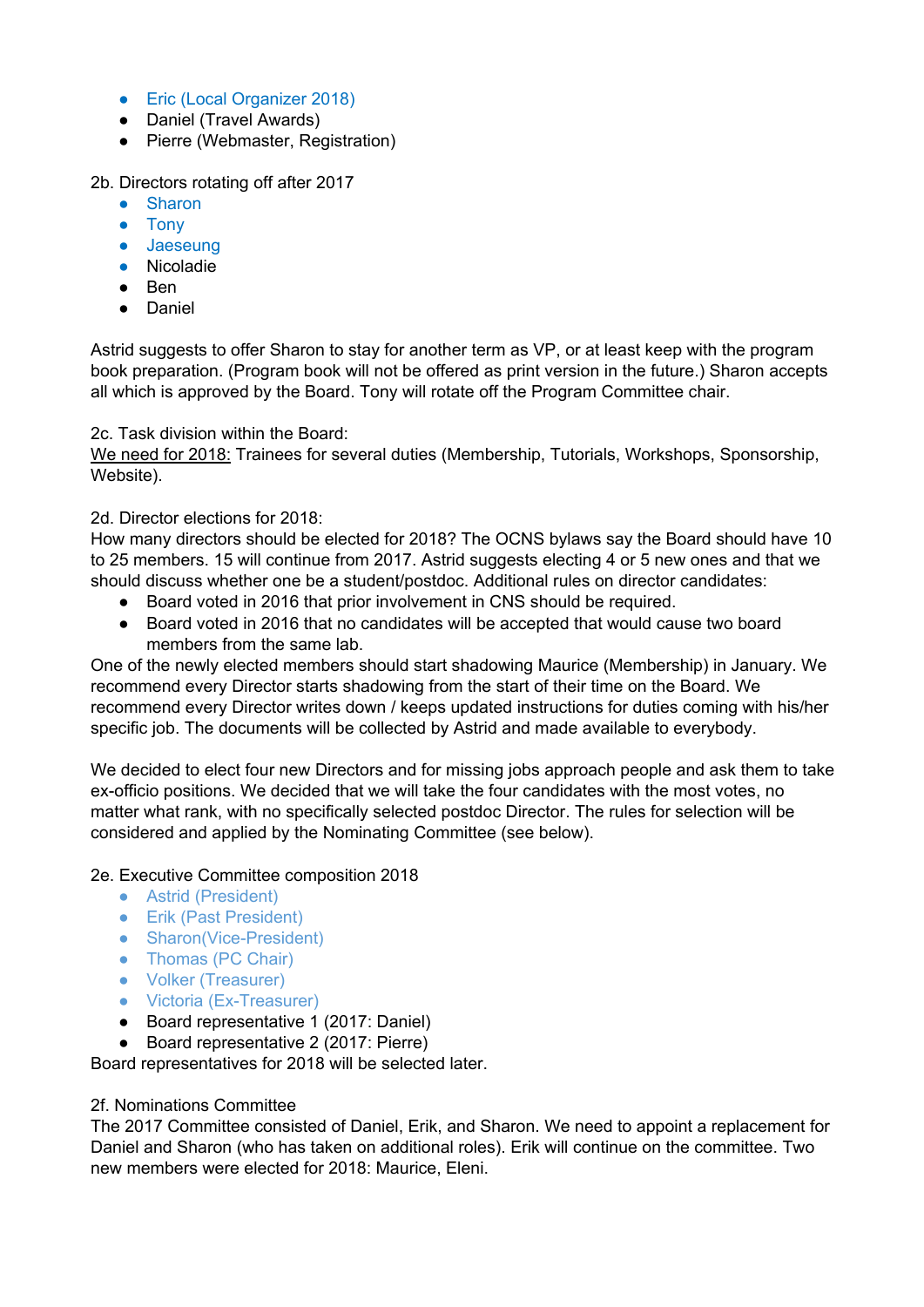- Eric (Local Organizer 2018)
- Daniel (Travel Awards)
- Pierre (Webmaster, Registration)

2b. Directors rotating off after 2017

- Sharon
- Tony
- Jaeseung
- Nicoladie
- Ben
- Daniel

Astrid suggests to offer Sharon to stay for another term as VP, or at least keep with the program book preparation. (Program book will not be offered as print version in the future.) Sharon accepts all which is approved by the Board. Tony will rotate off the Program Committee chair.

2c. Task division within the Board:
We need for 2018: Trainees for several duties (Membership, Tutorials, Workshops, Sponsorship, Website).

2d. Director elections for 2018:
How many directors should be elected for 2018? The OCNS bylaws say the Board should have 10 to 25 members. 15 will continue from 2017. Astrid suggests electing 4 or 5 new ones and that we should discuss whether one be a student/postdoc. Additional rules on director candidates:

- Board voted in 2016 that prior involvement in CNS should be required.
- Board voted in 2016 that no candidates will be accepted that would cause two board members from the same lab.

One of the newly elected members should start shadowing Maurice (Membership) in January. We recommend every Director starts shadowing from the start of their time on the Board. We recommend every Director writes down / keeps updated instructions for duties coming with his/her specific job. The documents will be collected by Astrid and made available to everybody.

We decided to elect four new Directors and for missing jobs approach people and ask them to take ex-officio positions. We decided that we will take the four candidates with the most votes, no matter what rank, with no specifically selected postdoc Director. The rules for selection will be considered and applied by the Nominating Committee (see below).

2e. Executive Committee composition 2018

- Astrid (President)
- Erik (Past President)
- Sharon(Vice-President)
- Thomas (PC Chair)
- Volker (Treasurer)
- Victoria (Ex-Treasurer)
- Board representative 1 (2017: Daniel)
- Board representative 2 (2017: Pierre)

Board representatives for 2018 will be selected later.

2f. Nominations Committee
The 2017 Committee consisted of Daniel, Erik, and Sharon. We need to appoint a replacement for Daniel and Sharon (who has taken on additional roles). Erik will continue on the committee. Two new members were elected for 2018: Maurice, Eleni.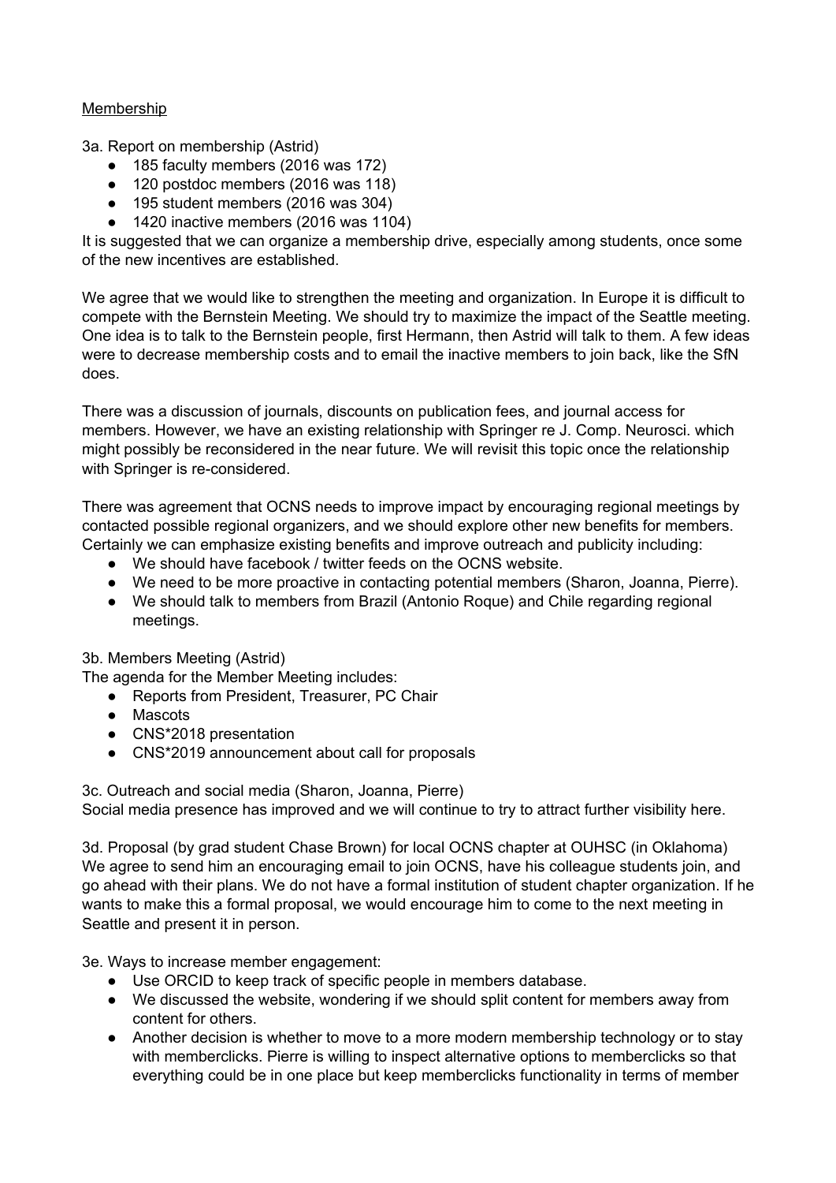Membership

3a. Report on membership (Astrid)

- 185 faculty members (2016 was 172)
- 120 postdoc members (2016 was 118)
- 195 student members (2016 was 304)
- 1420 inactive members (2016 was 1104)

It is suggested that we can organize a membership drive, especially among students, once some of the new incentives are established.

We agree that we would like to strengthen the meeting and organization. In Europe it is difficult to compete with the Bernstein Meeting. We should try to maximize the impact of the Seattle meeting. One idea is to talk to the Bernstein people, first Hermann, then Astrid will talk to them. A few ideas were to decrease membership costs and to email the inactive members to join back, like the SfN does.

There was a discussion of journals, discounts on publication fees, and journal access for members. However, we have an existing relationship with Springer re J. Comp. Neurosci. which might possibly be reconsidered in the near future. We will revisit this topic once the relationship with Springer is re-considered.

There was agreement that OCNS needs to improve impact by encouraging regional meetings by contacted possible regional organizers, and we should explore other new benefits for members. Certainly we can emphasize existing benefits and improve outreach and publicity including:

- We should have facebook / twitter feeds on the OCNS website.
- We need to be more proactive in contacting potential members (Sharon, Joanna, Pierre).
- We should talk to members from Brazil (Antonio Roque) and Chile regarding regional meetings.

3b. Members Meeting (Astrid)

The agenda for the Member Meeting includes:

- Reports from President, Treasurer, PC Chair
- Mascots
- CNS*2018 presentation
- CNS*2019 announcement about call for proposals

3c. Outreach and social media (Sharon, Joanna, Pierre)

Social media presence has improved and we will continue to try to attract further visibility here.

3d. Proposal (by grad student Chase Brown) for local OCNS chapter at OUHSC (in Oklahoma)

We agree to send him an encouraging email to join OCNS, have his colleague students join, and go ahead with their plans. We do not have a formal institution of student chapter organization. If he wants to make this a formal proposal, we would encourage him to come to the next meeting in Seattle and present it in person.

3e. Ways to increase member engagement:

- Use ORCID to keep track of specific people in members database.
- We discussed the website, wondering if we should split content for members away from content for others.
- Another decision is whether to move to a more modern membership technology or to stay with memberclicks. Pierre is willing to inspect alternative options to memberclicks so that everything could be in one place but keep memberclicks functionality in terms of member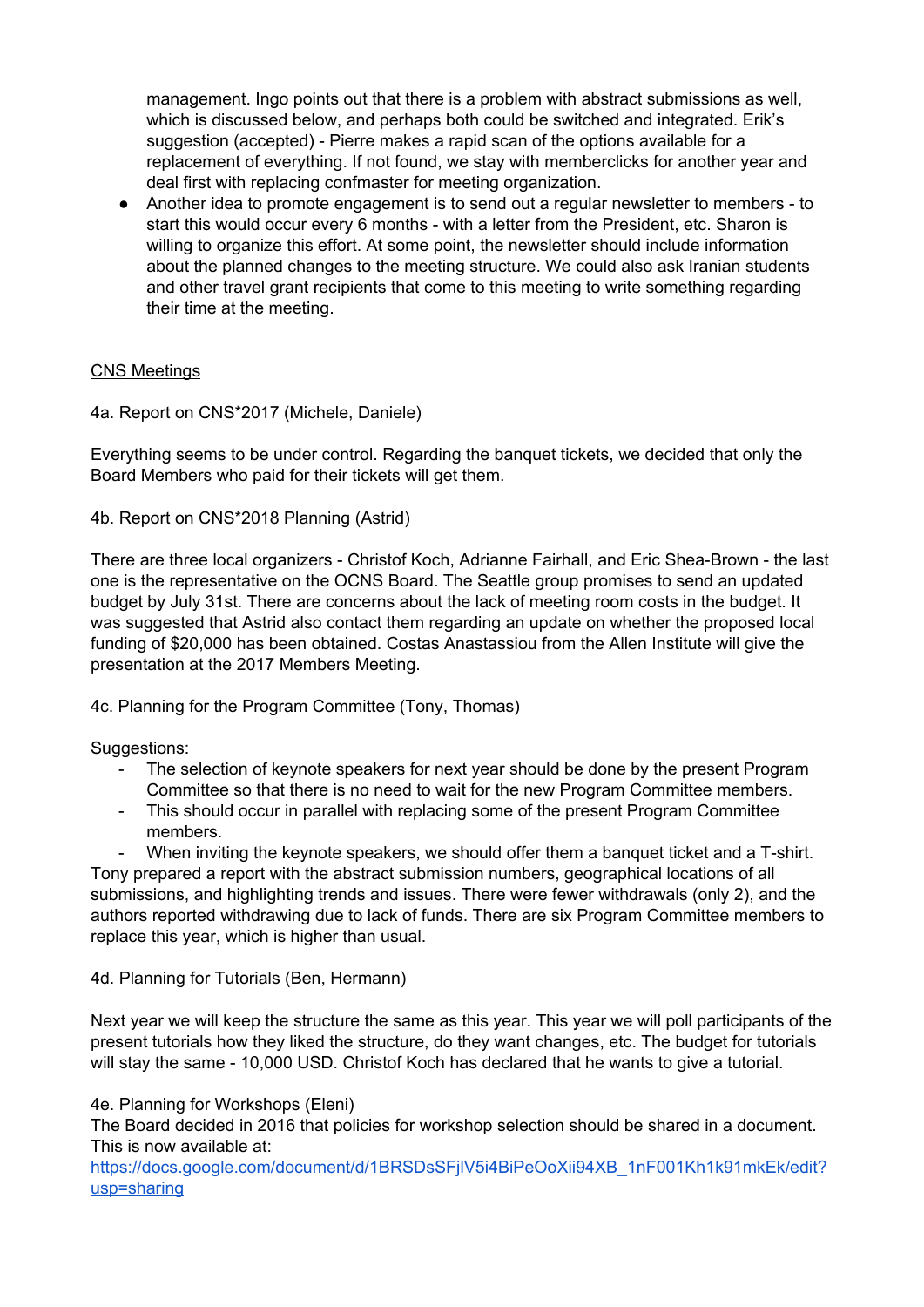management. Ingo points out that there is a problem with abstract submissions as well, which is discussed below, and perhaps both could be switched and integrated. Erik's suggestion (accepted) - Pierre makes a rapid scan of the options available for a replacement of everything. If not found, we stay with memberclicks for another year and deal first with replacing confmaster for meeting organization.

- Another idea to promote engagement is to send out a regular newsletter to members - to start this would occur every 6 months - with a letter from the President, etc. Sharon is willing to organize this effort. At some point, the newsletter should include information about the planned changes to the meeting structure. We could also ask Iranian students and other travel grant recipients that come to this meeting to write something regarding their time at the meeting.

<u>CNS Meetings</u>

4a. Report on CNS*2017 (Michele, Daniele)

Everything seems to be under control. Regarding the banquet tickets, we decided that only the Board Members who paid for their tickets will get them.

4b. Report on CNS*2018 Planning (Astrid)

There are three local organizers - Christof Koch, Adrianne Fairhall, and Eric Shea-Brown - the last one is the representative on the OCNS Board. The Seattle group promises to send an updated budget by July 31st. There are concerns about the lack of meeting room costs in the budget. It was suggested that Astrid also contact them regarding an update on whether the proposed local funding of $20,000 has been obtained. Costas Anastassiou from the Allen Institute will give the presentation at the 2017 Members Meeting.

4c. Planning for the Program Committee (Tony, Thomas)

Suggestions:

- The selection of keynote speakers for next year should be done by the present Program Committee so that there is no need to wait for the new Program Committee members.
- This should occur in parallel with replacing some of the present Program Committee members.
- When inviting the keynote speakers, we should offer them a banquet ticket and a T-shirt.

Tony prepared a report with the abstract submission numbers, geographical locations of all submissions, and highlighting trends and issues. There were fewer withdrawals (only 2), and the authors reported withdrawing due to lack of funds. There are six Program Committee members to replace this year, which is higher than usual.

4d. Planning for Tutorials (Ben, Hermann)

Next year we will keep the structure the same as this year. This year we will poll participants of the present tutorials how they liked the structure, do they want changes, etc. The budget for tutorials will stay the same - 10,000 USD. Christof Koch has declared that he wants to give a tutorial.

4e. Planning for Workshops (Eleni)

The Board decided in 2016 that policies for workshop selection should be shared in a document. This is now available at:
[https://docs.google.com/document/d/1BRSDsSFjlV5i4BiPeOoXii94XB_1nF001Kh1k91mkEk/edit?usp=sharing](https://docs.google.com/document/d/1BRSDsSFjlV5i4BiPeOoXii94XB_1nF001Kh1k91mkEk/edit?usp=sharing)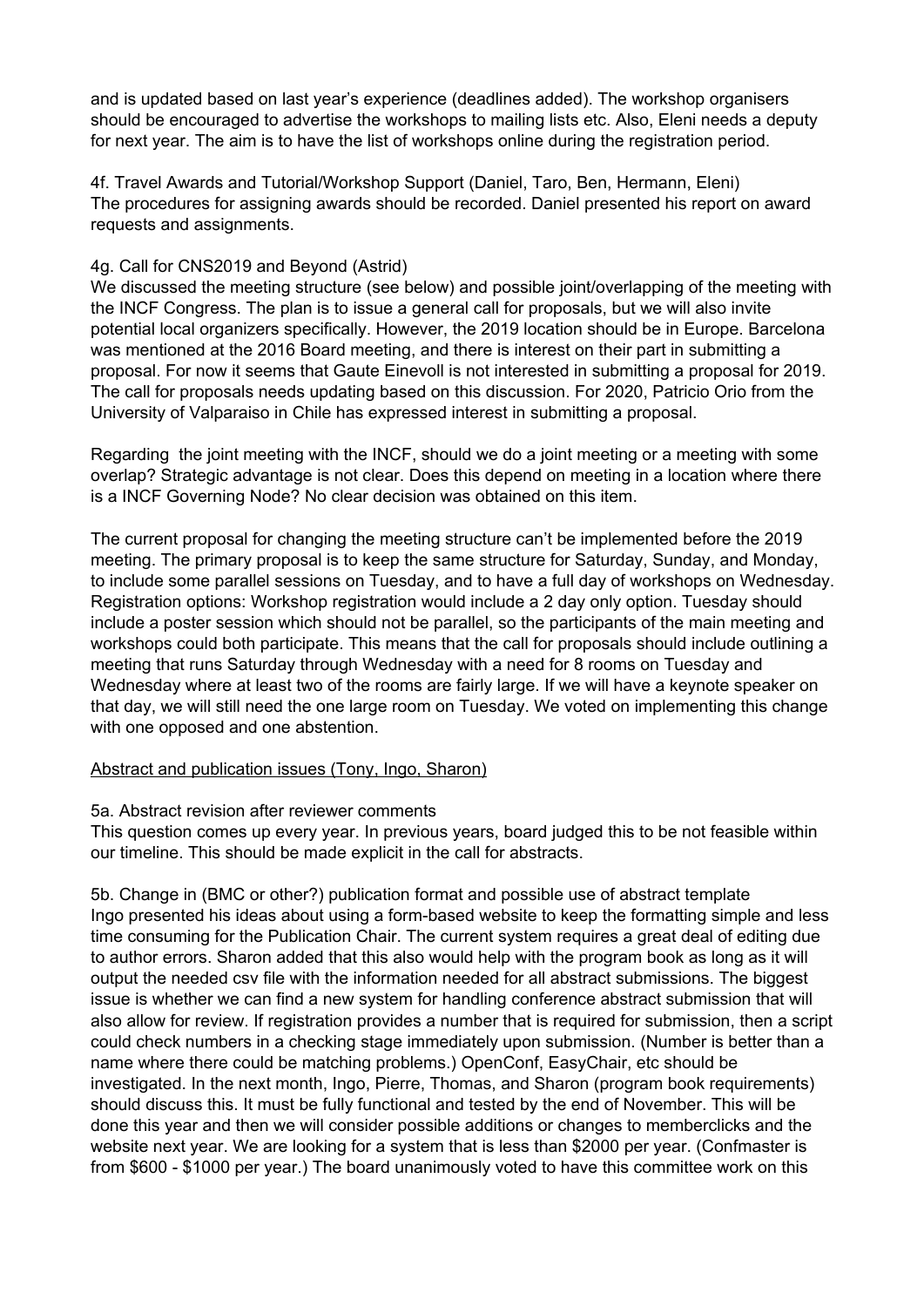and is updated based on last year's experience (deadlines added). The workshop organisers should be encouraged to advertise the workshops to mailing lists etc. Also, Eleni needs a deputy for next year. The aim is to have the list of workshops online during the registration period.

4f. Travel Awards and Tutorial/Workshop Support (Daniel, Taro, Ben, Hermann, Eleni)
The procedures for assigning awards should be recorded. Daniel presented his report on award requests and assignments.

4g. Call for CNS2019 and Beyond (Astrid)
We discussed the meeting structure (see below) and possible joint/overlapping of the meeting with the INCF Congress. The plan is to issue a general call for proposals, but we will also invite potential local organizers specifically. However, the 2019 location should be in Europe. Barcelona was mentioned at the 2016 Board meeting, and there is interest on their part in submitting a proposal. For now it seems that Gaute Einevoll is not interested in submitting a proposal for 2019. The call for proposals needs updating based on this discussion. For 2020, Patricio Orio from the University of Valparaiso in Chile has expressed interest in submitting a proposal.

Regarding the joint meeting with the INCF, should we do a joint meeting or a meeting with some overlap? Strategic advantage is not clear. Does this depend on meeting in a location where there is a INCF Governing Node? No clear decision was obtained on this item.

The current proposal for changing the meeting structure can't be implemented before the 2019 meeting. The primary proposal is to keep the same structure for Saturday, Sunday, and Monday, to include some parallel sessions on Tuesday, and to have a full day of workshops on Wednesday. Registration options: Workshop registration would include a 2 day only option. Tuesday should include a poster session which should not be parallel, so the participants of the main meeting and workshops could both participate. This means that the call for proposals should include outlining a meeting that runs Saturday through Wednesday with a need for 8 rooms on Tuesday and Wednesday where at least two of the rooms are fairly large. If we will have a keynote speaker on that day, we will still need the one large room on Tuesday. We voted on implementing this change with one opposed and one abstention.

<u>Abstract and publication issues (Tony, Ingo, Sharon)</u>

5a. Abstract revision after reviewer comments
This question comes up every year. In previous years, board judged this to be not feasible within our timeline. This should be made explicit in the call for abstracts.

5b. Change in (BMC or other?) publication format and possible use of abstract template
Ingo presented his ideas about using a form-based website to keep the formatting simple and less time consuming for the Publication Chair. The current system requires a great deal of editing due to author errors. Sharon added that this also would help with the program book as long as it will output the needed csv file with the information needed for all abstract submissions. The biggest issue is whether we can find a new system for handling conference abstract submission that will also allow for review. If registration provides a number that is required for submission, then a script could check numbers in a checking stage immediately upon submission. (Number is better than a name where there could be matching problems.) OpenConf, EasyChair, etc should be investigated. In the next month, Ingo, Pierre, Thomas, and Sharon (program book requirements) should discuss this. It must be fully functional and tested by the end of November. This will be done this year and then we will consider possible additions or changes to memberclicks and the website next year. We are looking for a system that is less than \$2000 per year. (Confmaster is from \$600 - \$1000 per year.) The board unanimously voted to have this committee work on this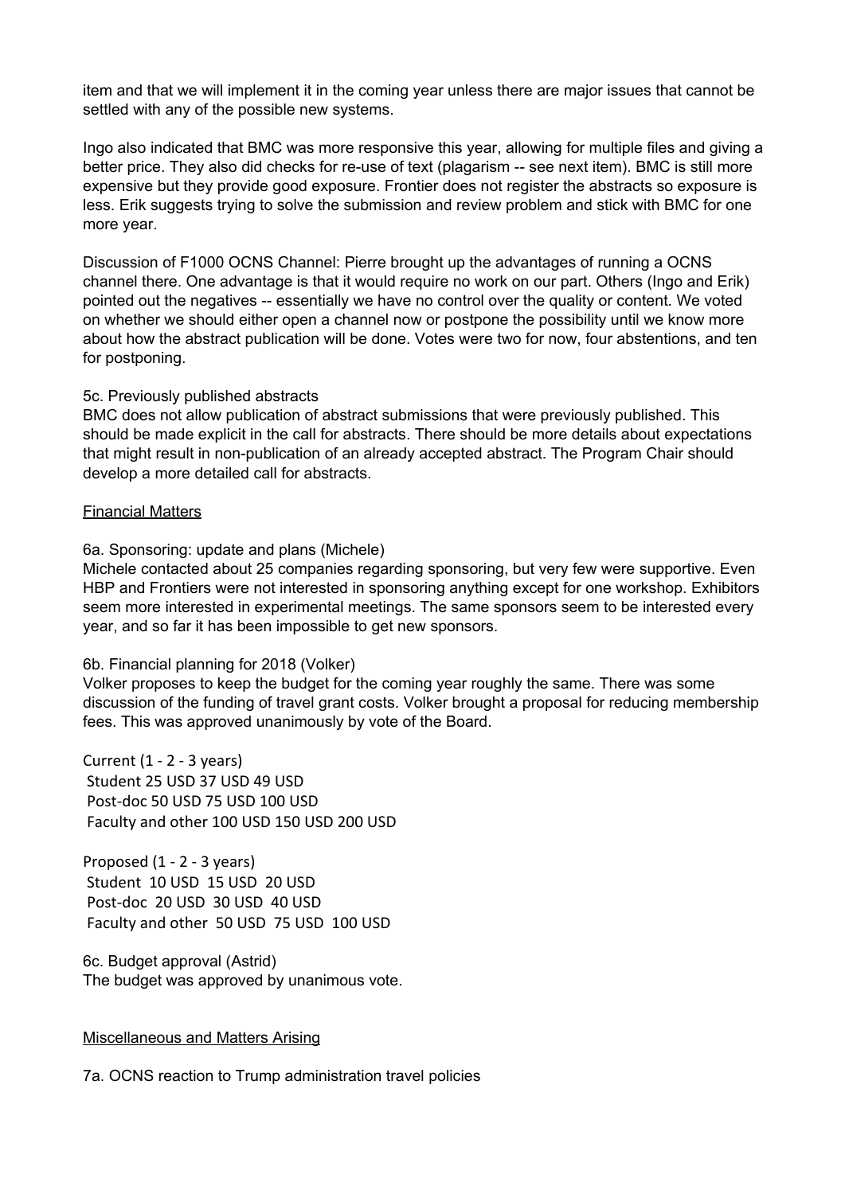item and that we will implement it in the coming year unless there are major issues that cannot be settled with any of the possible new systems.

Ingo also indicated that BMC was more responsive this year, allowing for multiple files and giving a better price. They also did checks for re-use of text (plagarism -- see next item). BMC is still more expensive but they provide good exposure. Frontier does not register the abstracts so exposure is less. Erik suggests trying to solve the submission and review problem and stick with BMC for one more year.

Discussion of F1000 OCNS Channel: Pierre brought up the advantages of running a OCNS channel there. One advantage is that it would require no work on our part. Others (Ingo and Erik) pointed out the negatives -- essentially we have no control over the quality or content. We voted on whether we should either open a channel now or postpone the possibility until we know more about how the abstract publication will be done. Votes were two for now, four abstentions, and ten for postponing.

5c. Previously published abstracts
BMC does not allow publication of abstract submissions that were previously published. This should be made explicit in the call for abstracts. There should be more details about expectations that might result in non-publication of an already accepted abstract. The Program Chair should develop a more detailed call for abstracts.

<u>Financial Matters</u>

6a. Sponsoring: update and plans (Michele)
Michele contacted about 25 companies regarding sponsoring, but very few were supportive. Even HBP and Frontiers were not interested in sponsoring anything except for one workshop. Exhibitors seem more interested in experimental meetings. The same sponsors seem to be interested every year, and so far it has been impossible to get new sponsors.

6b. Financial planning for 2018 (Volker)
Volker proposes to keep the budget for the coming year roughly the same. There was some discussion of the funding of travel grant costs. Volker brought a proposal for reducing membership fees. This was approved unanimously by vote of the Board.

Current (1 - 2 - 3 years)
Student 25 USD 37 USD 49 USD
Post-doc 50 USD 75 USD 100 USD
Faculty and other 100 USD 150 USD 200 USD

Proposed (1 - 2 - 3 years)
Student 10 USD 15 USD 20 USD
Post-doc 20 USD 30 USD 40 USD
Faculty and other 50 USD 75 USD 100 USD

6c. Budget approval (Astrid)
The budget was approved by unanimous vote.

<u>Miscellaneous and Matters Arising</u>

7a. OCNS reaction to Trump administration travel policies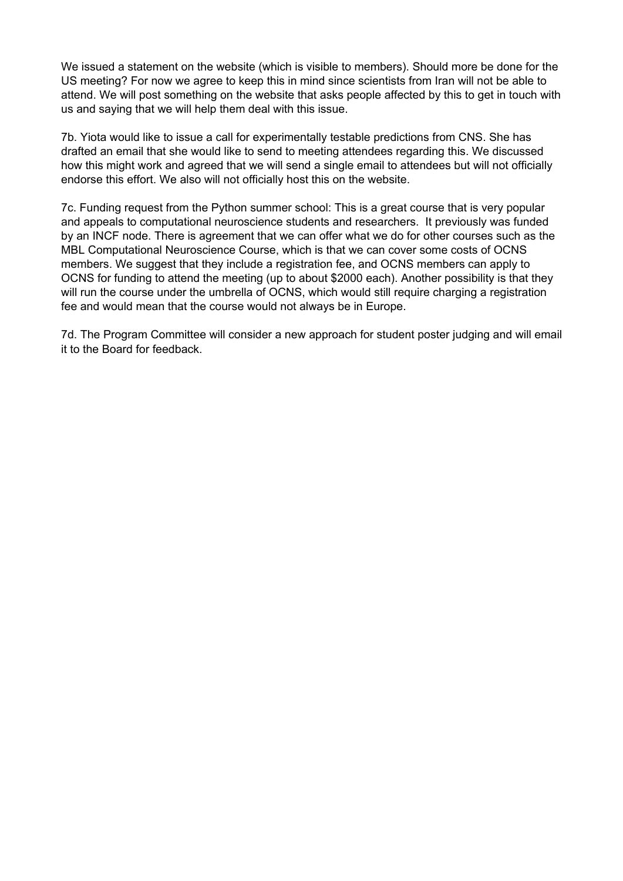We issued a statement on the website (which is visible to members). Should more be done for the US meeting? For now we agree to keep this in mind since scientists from Iran will not be able to attend. We will post something on the website that asks people affected by this to get in touch with us and saying that we will help them deal with this issue.

7b. Yiota would like to issue a call for experimentally testable predictions from CNS. She has drafted an email that she would like to send to meeting attendees regarding this. We discussed how this might work and agreed that we will send a single email to attendees but will not officially endorse this effort. We also will not officially host this on the website.

7c. Funding request from the Python summer school: This is a great course that is very popular and appeals to computational neuroscience students and researchers. It previously was funded by an INCF node. There is agreement that we can offer what we do for other courses such as the MBL Computational Neuroscience Course, which is that we can cover some costs of OCNS members. We suggest that they include a registration fee, and OCNS members can apply to OCNS for funding to attend the meeting (up to about $2000 each). Another possibility is that they will run the course under the umbrella of OCNS, which would still require charging a registration fee and would mean that the course would not always be in Europe.

7d. The Program Committee will consider a new approach for student poster judging and will email it to the Board for feedback.